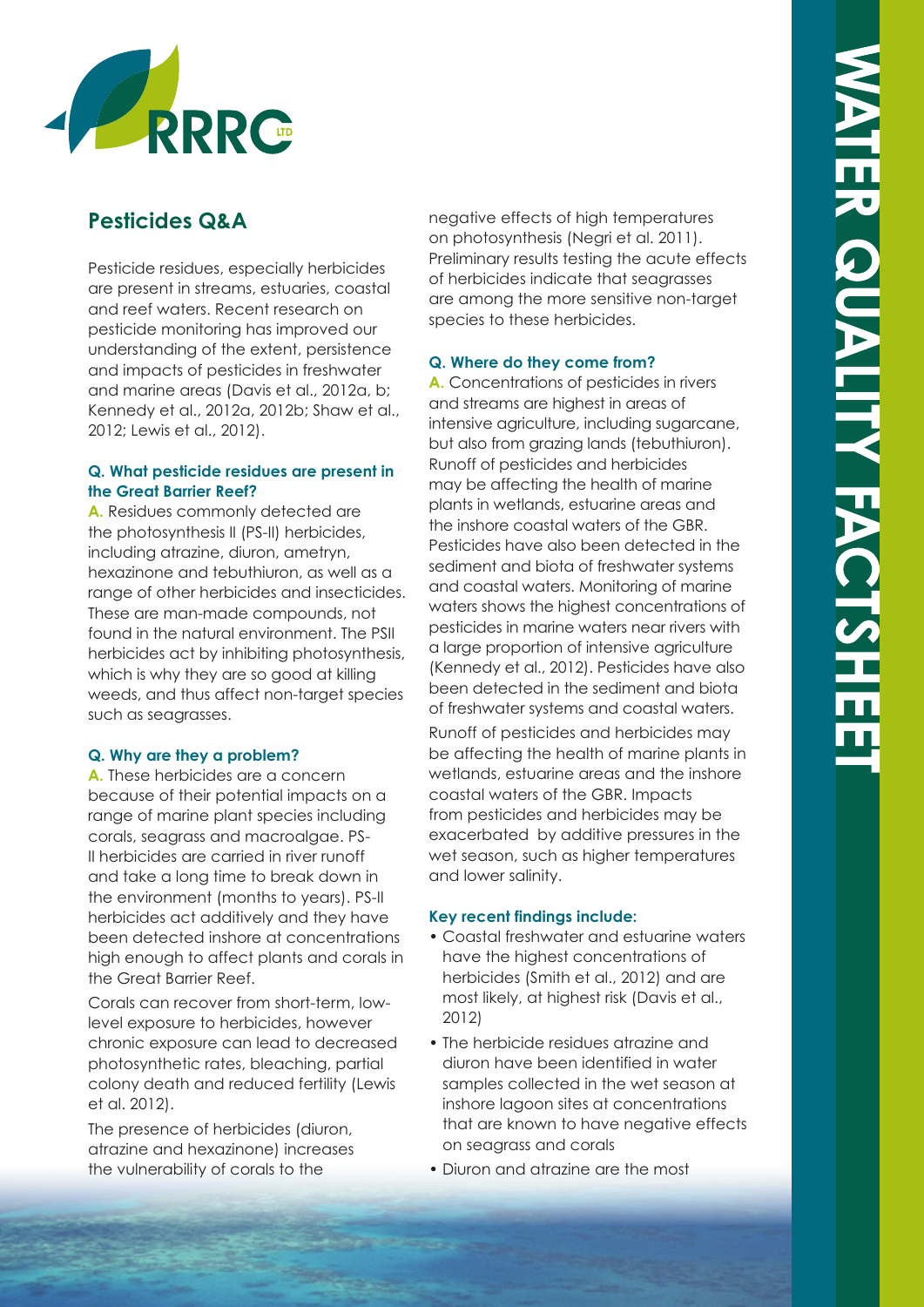# Pesticides Q&A

Pesticide residues, especially herbicides are present in streams, estuaries, coastal and reef waters. Recent research on pesticide monitoring has improved our understanding of the extent, persistence and impacts of pesticides in freshwater and marine areas (Davis et al., 2012a, b; Kennedy et al., 2012a, 2012b; Shaw et al., 2012; Lewis et al., 2012).

### Q. What pesticide residues are present in the Great Barrier Reef?

**A.** Residues commonly detected are the photosynthesis II (PS-II) herbicides, including atrazine, diuron, ametryn, hexazinone and tebuthiuron, as well as a range of other herbicides and insecticides. These are man-made compounds, not found in the natural environment. The PSII herbicides act by inhibiting photosynthesis, which is why they are so good at killing weeds, and thus affect non-target species such as seagrasses.

### Q. Why are they a problem?

**A.** These herbicides are a concern because of their potential impacts on a range of marine plant species including corals, seagrass and macroalgae. PS-II herbicides are carried in river runoff and take a long time to break down in the environment (months to years). PS-II herbicides act additively and they have been detected inshore at concentrations high enough to affect plants and corals in the Great Barrier Reef.

Corals can recover from short-term, low-level exposure to herbicides, however chronic exposure can lead to decreased photosynthetic rates, bleaching, partial colony death and reduced fertility (Lewis et al. 2012).

The presence of herbicides (diuron, atrazine and hexazinone) increases the vulnerability of corals to the negative effects of high temperatures on photosynthesis (Negri et al. 2011). Preliminary results testing the acute effects of herbicides indicate that seagrasses are among the more sensitive non-target species to these herbicides.

### Q. Where do they come from?

**A.** Concentrations of pesticides in rivers and streams are highest in areas of intensive agriculture, including sugarcane, but also from grazing lands (tebuthiuron). Runoff of pesticides and herbicides may be affecting the health of marine plants in wetlands, estuarine areas and the inshore coastal waters of the GBR. Pesticides have also been detected in the sediment and biota of freshwater systems and coastal waters. Monitoring of marine waters shows the highest concentrations of pesticides in marine waters near rivers with a large proportion of intensive agriculture (Kennedy et al., 2012). Pesticides have also been detected in the sediment and biota of freshwater systems and coastal waters.

Runoff of pesticides and herbicides may be affecting the health of marine plants in wetlands, estuarine areas and the inshore coastal waters of the GBR. Impacts from pesticides and herbicides may be exacerbated by additive pressures in the wet season, such as higher temperatures and lower salinity.

### Key recent findings include:

- Coastal freshwater and estuarine waters have the highest concentrations of herbicides (Smith et al., 2012) and are most likely, at highest risk (Davis et al., 2012)
- The herbicide residues atrazine and diuron have been identified in water samples collected in the wet season at inshore lagoon sites at concentrations that are known to have negative effects on seagrass and corals
- Diuron and atrazine are the most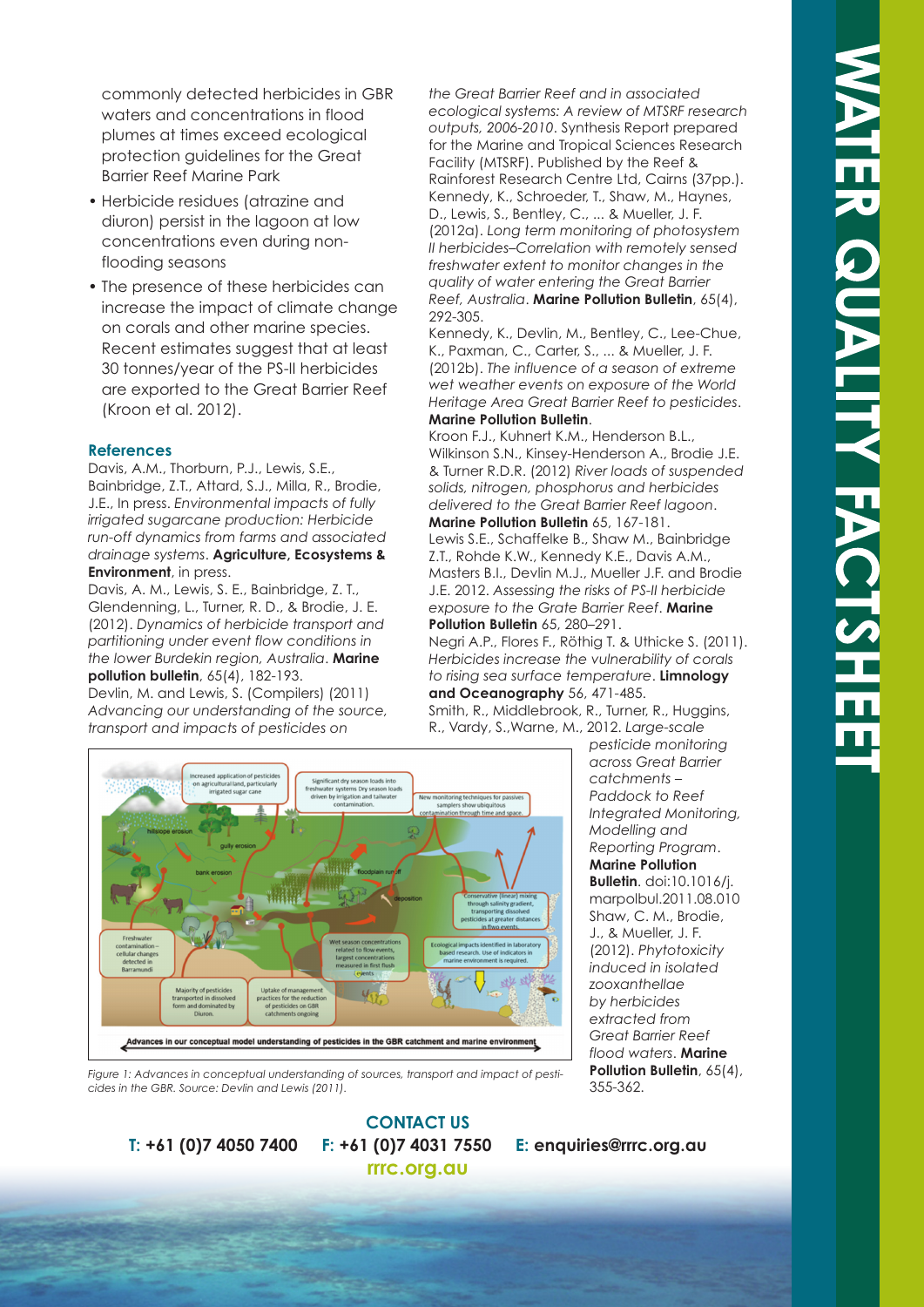commonly detected herbicides in GBR waters and concentrations in flood plumes at times exceed ecological protection guidelines for the Great Barrier Reef Marine Park

- Herbicide residues (atrazine and diuron) persist in the lagoon at low concentrations even during non-flooding seasons
- The presence of these herbicides can increase the impact of climate change on corals and other marine species. Recent estimates suggest that at least 30 tonnes/year of the PS-II herbicides are exported to the Great Barrier Reef (Kroon et al. 2012).

### References

Davis, A.M., Thorburn, P.J., Lewis, S.E., Bainbridge, Z.T., Attard, S.J., Milla, R., Brodie, J.E., In press. *Environmental impacts of fully irrigated sugarcane production: Herbicide run-off dynamics from farms and associated drainage systems*. **Agriculture, Ecosystems & Environment**, in press.

Davis, A. M., Lewis, S. E., Bainbridge, Z. T., Glendenning, L., Turner, R. D., & Brodie, J. E. (2012). *Dynamics of herbicide transport and partitioning under event flow conditions in the lower Burdekin region, Australia*. **Marine pollution bulletin**, 65(4), 182-193.

Devlin, M. and Lewis, S. (Compilers) (2011) *Advancing our understanding of the source, transport and impacts of pesticides on the Great Barrier Reef and in associated ecological systems: A review of MTSRF research outputs, 2006-2010*. Synthesis Report prepared for the Marine and Tropical Sciences Research Facility (MTSRF). Published by the Reef & Rainforest Research Centre Ltd, Cairns (37pp.).

Kennedy, K., Schroeder, T., Shaw, M., Haynes, D., Lewis, S., Bentley, C., ... & Mueller, J. F. (2012a). *Long term monitoring of photosystem II herbicides–Correlation with remotely sensed freshwater extent to monitor changes in the quality of water entering the Great Barrier Reef, Australia*. **Marine Pollution Bulletin**, 65(4), 292-305.

Kennedy, K., Devlin, M., Bentley, C., Lee-Chue, K., Paxman, C., Carter, S., ... & Mueller, J. F. (2012b). *The influence of a season of extreme wet weather events on exposure of the World Heritage Area Great Barrier Reef to pesticides*. **Marine Pollution Bulletin**.

Kroon F.J., Kuhnert K.M., Henderson B.L., Wilkinson S.N., Kinsey-Henderson A., Brodie J.E. & Turner R.D.R. (2012) *River loads of suspended solids, nitrogen, phosphorus and herbicides delivered to the Great Barrier Reef lagoon*. **Marine Pollution Bulletin** 65, 167-181.

Lewis S.E., Schaffelke B., Shaw M., Bainbridge Z.T., Rohde K.W., Kennedy K.E., Davis A.M., Masters B.I., Devlin M.J., Mueller J.F. and Brodie J.E. 2012. *Assessing the risks of PS-II herbicide exposure to the Grate Barrier Reef*. **Marine Pollution Bulletin** 65, 280–291.

Negri A.P., Flores F., Röthig T. & Uthicke S. (2011). *Herbicides increase the vulnerability of corals to rising sea surface temperature*. **Limnology and Oceanography** 56, 471-485.

Smith, R., Middlebrook, R., Turner, R., Huggins, R., Vardy, S.,Warne, M., 2012. *Large-scale pesticide monitoring across Great Barrier catchments – Paddock to Reef Integrated Monitoring, Modelling and Reporting Program*. **Marine Pollution Bulletin**. doi:10.1016/j.marpolbul.2011.08.010

Shaw, C. M., Brodie, J., & Mueller, J. F. (2012). *Phytotoxicity induced in isolated zooxanthellae by herbicides extracted from Great Barrier Reef flood waters*. **Marine Pollution Bulletin**, 65(4), 355-362.

Increased application of pesticides on agricultural land, particularly irrigated sugar cane

Significant dry season loads into freshwater systems Dry season loads driven by irrigation and tailwater contamination.

New monitoring techniques for passives samplers show ubiquitous contamination through time and space.

hillslope erosion

gully erosion

bank erosion

floodplain runoff

deposition

Conservative (linear) mixing through salinity gradient, transporting dissolved pesticides at greater distances in flood events.

Freshwater contamination – cellular changes detected in Barramundi

Wet season concentrations related to flow events, largest concentrations measured in first flush events

Ecological impacts identified in laboratory based research. Use of indicators in marine environment is required.

Majority of pesticides transported in dissolved form and dominated by Diuron.

Uptake of management practices for the reduction of pesticides on GBR catchments ongoing

Advances in our conceptual model understanding of pesticides in the GBR catchment and marine environment

*Figure 1: Advances in conceptual understanding of sources, transport and impact of pesticides in the GBR. Source: Devlin and Lewis (2011).*

## CONTACT US

**T: +61 (0)7 4050 7400 F: +61 (0)7 4031 7550 E: enquiries@rrrc.org.au**

**rrrc.org.au**

WATER QUALITY FACTSHEET